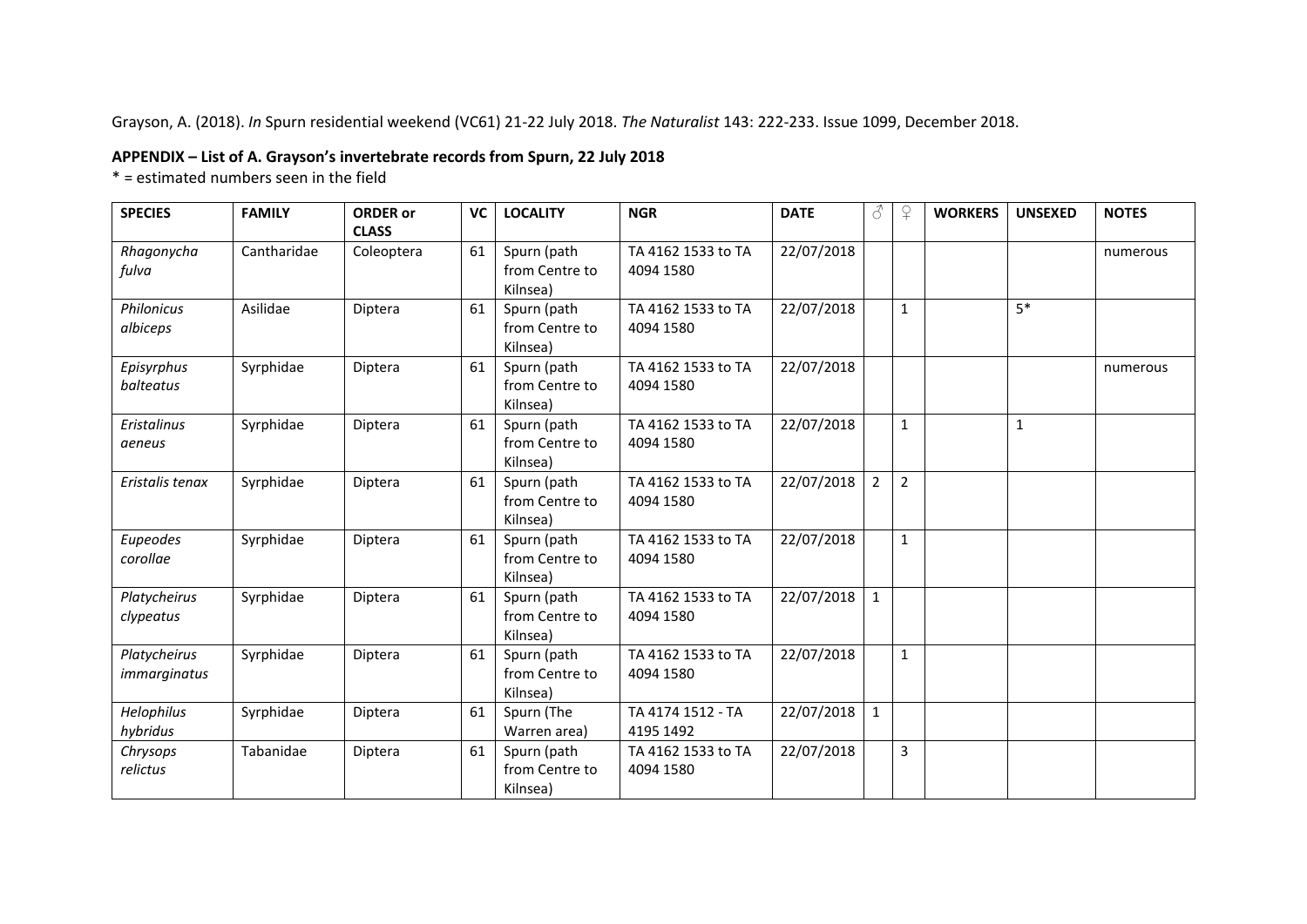Grayson, A. (2018). *In* Spurn residential weekend (VC61) 21-22 July 2018. *The Naturalist* 143: 222-233. Issue 1099, December 2018.

**APPENDIX – List of A. Grayson's invertebrate records from Spurn, 22 July 2018**

* = estimated numbers seen in the field

| SPECIES | FAMILY | ORDER or CLASS | VC | LOCALITY | NGR | DATE | ♂ | ♀ | WORKERS | UNSEXED | NOTES |
|---|---|---|---|---|---|---|---|---|---|---|---|
| *Rhagonycha fulva* | Cantharidae | Coleoptera | 61 | Spurn (path from Centre to Kilnsea) | TA 4162 1533 to TA 4094 1580 | 22/07/2018 | | | | | numerous |
| *Philonicus albiceps* | Asilidae | Diptera | 61 | Spurn (path from Centre to Kilnsea) | TA 4162 1533 to TA 4094 1580 | 22/07/2018 | | 1 | | 5* | |
| *Episyrphus balteatus* | Syrphidae | Diptera | 61 | Spurn (path from Centre to Kilnsea) | TA 4162 1533 to TA 4094 1580 | 22/07/2018 | | | | | numerous |
| *Eristalinus aeneus* | Syrphidae | Diptera | 61 | Spurn (path from Centre to Kilnsea) | TA 4162 1533 to TA 4094 1580 | 22/07/2018 | | 1 | | 1 | |
| *Eristalis tenax* | Syrphidae | Diptera | 61 | Spurn (path from Centre to Kilnsea) | TA 4162 1533 to TA 4094 1580 | 22/07/2018 | 2 | 2 | | | |
| *Eupeodes corollae* | Syrphidae | Diptera | 61 | Spurn (path from Centre to Kilnsea) | TA 4162 1533 to TA 4094 1580 | 22/07/2018 | | 1 | | | |
| *Platycheirus clypeatus* | Syrphidae | Diptera | 61 | Spurn (path from Centre to Kilnsea) | TA 4162 1533 to TA 4094 1580 | 22/07/2018 | 1 | | | | |
| *Platycheirus immarginatus* | Syrphidae | Diptera | 61 | Spurn (path from Centre to Kilnsea) | TA 4162 1533 to TA 4094 1580 | 22/07/2018 | | 1 | | | |
| *Helophilus hybridus* | Syrphidae | Diptera | 61 | Spurn (The Warren area) | TA 4174 1512 - TA 4195 1492 | 22/07/2018 | 1 | | | | |
| *Chrysops relictus* | Tabanidae | Diptera | 61 | Spurn (path from Centre to Kilnsea) | TA 4162 1533 to TA 4094 1580 | 22/07/2018 | | 3 | | | |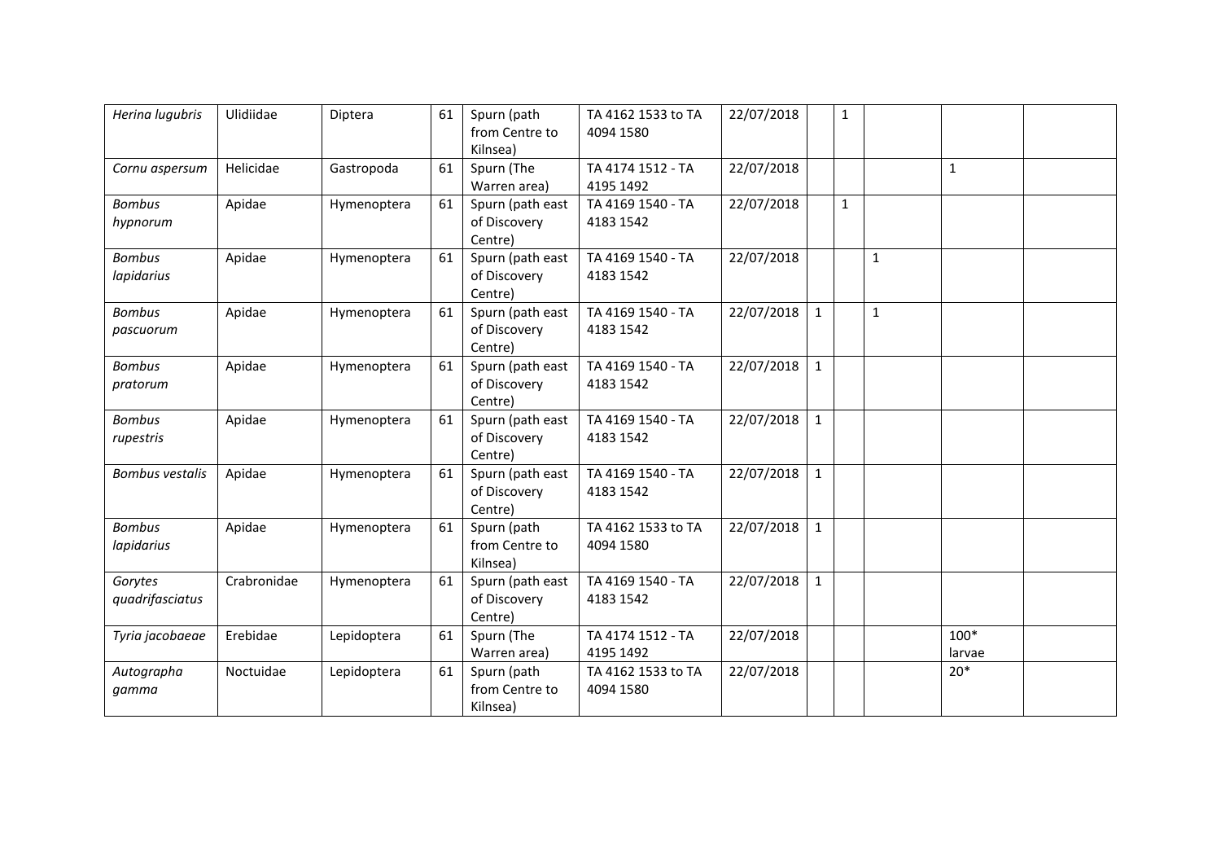| | | | | | | | | | | | |
|---|---|---|---|---|---|---|---|---|---|---|---|
| *Herina lugubris* | Ulidiidae | Diptera | 61 | Spurn (path from Centre to Kilnsea) | TA 4162 1533 to TA 4094 1580 | 22/07/2018 | | 1 | | | |
| *Cornu aspersum* | Helicidae | Gastropoda | 61 | Spurn (The Warren area) | TA 4174 1512 - TA 4195 1492 | 22/07/2018 | | | | 1 | |
| *Bombus hypnorum* | Apidae | Hymenoptera | 61 | Spurn (path east of Discovery Centre) | TA 4169 1540 - TA 4183 1542 | 22/07/2018 | | 1 | | | |
| *Bombus lapidarius* | Apidae | Hymenoptera | 61 | Spurn (path east of Discovery Centre) | TA 4169 1540 - TA 4183 1542 | 22/07/2018 | | | 1 | | |
| *Bombus pascuorum* | Apidae | Hymenoptera | 61 | Spurn (path east of Discovery Centre) | TA 4169 1540 - TA 4183 1542 | 22/07/2018 | 1 | | 1 | | |
| *Bombus pratorum* | Apidae | Hymenoptera | 61 | Spurn (path east of Discovery Centre) | TA 4169 1540 - TA 4183 1542 | 22/07/2018 | 1 | | | | |
| *Bombus rupestris* | Apidae | Hymenoptera | 61 | Spurn (path east of Discovery Centre) | TA 4169 1540 - TA 4183 1542 | 22/07/2018 | 1 | | | | |
| *Bombus vestalis* | Apidae | Hymenoptera | 61 | Spurn (path east of Discovery Centre) | TA 4169 1540 - TA 4183 1542 | 22/07/2018 | 1 | | | | |
| *Bombus lapidarius* | Apidae | Hymenoptera | 61 | Spurn (path from Centre to Kilnsea) | TA 4162 1533 to TA 4094 1580 | 22/07/2018 | 1 | | | | |
| *Gorytes quadrifasciatus* | Crabronidae | Hymenoptera | 61 | Spurn (path east of Discovery Centre) | TA 4169 1540 - TA 4183 1542 | 22/07/2018 | 1 | | | | |
| *Tyria jacobaeae* | Erebidae | Lepidoptera | 61 | Spurn (The Warren area) | TA 4174 1512 - TA 4195 1492 | 22/07/2018 | | | | 100* larvae | |
| *Autographa gamma* | Noctuidae | Lepidoptera | 61 | Spurn (path from Centre to Kilnsea) | TA 4162 1533 to TA 4094 1580 | 22/07/2018 | | | | 20* | |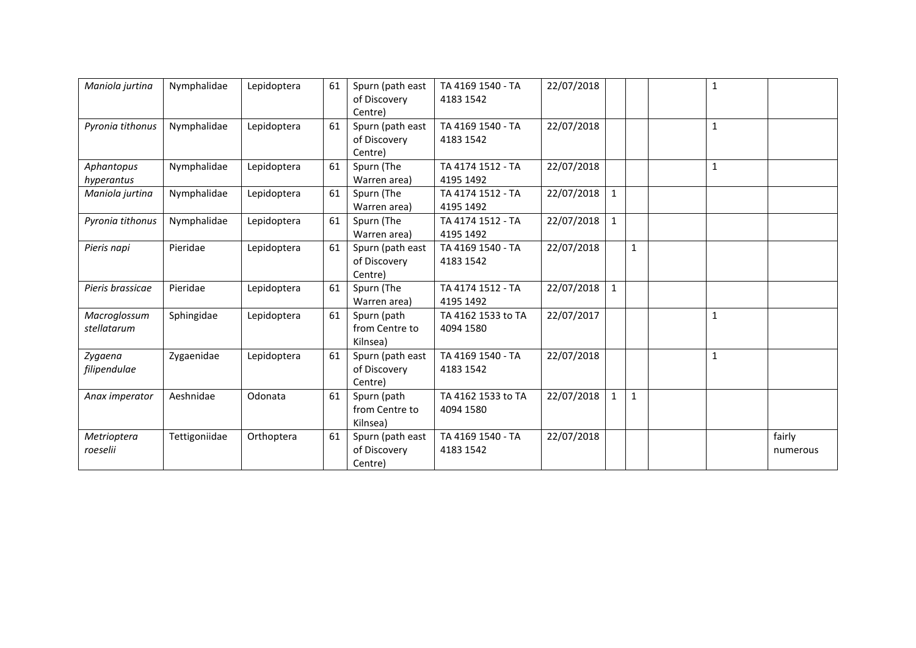| | | | | | | | | | | | |
|---|---|---|---|---|---|---|---|---|---|---|---|
| *Maniola jurtina* | Nymphalidae | Lepidoptera | 61 | Spurn (path east of Discovery Centre) | TA 4169 1540 - TA 4183 1542 | 22/07/2018 | | | | 1 | |
| *Pyronia tithonus* | Nymphalidae | Lepidoptera | 61 | Spurn (path east of Discovery Centre) | TA 4169 1540 - TA 4183 1542 | 22/07/2018 | | | | 1 | |
| *Aphantopus hyperantus* | Nymphalidae | Lepidoptera | 61 | Spurn (The Warren area) | TA 4174 1512 - TA 4195 1492 | 22/07/2018 | | | | 1 | |
| *Maniola jurtina* | Nymphalidae | Lepidoptera | 61 | Spurn (The Warren area) | TA 4174 1512 - TA 4195 1492 | 22/07/2018 | 1 | | | | |
| *Pyronia tithonus* | Nymphalidae | Lepidoptera | 61 | Spurn (The Warren area) | TA 4174 1512 - TA 4195 1492 | 22/07/2018 | 1 | | | | |
| *Pieris napi* | Pieridae | Lepidoptera | 61 | Spurn (path east of Discovery Centre) | TA 4169 1540 - TA 4183 1542 | 22/07/2018 | | 1 | | | |
| *Pieris brassicae* | Pieridae | Lepidoptera | 61 | Spurn (The Warren area) | TA 4174 1512 - TA 4195 1492 | 22/07/2018 | 1 | | | | |
| *Macroglossum stellatarum* | Sphingidae | Lepidoptera | 61 | Spurn (path from Centre to Kilnsea) | TA 4162 1533 to TA 4094 1580 | 22/07/2017 | | | | 1 | |
| *Zygaena filipendulae* | Zygaenidae | Lepidoptera | 61 | Spurn (path east of Discovery Centre) | TA 4169 1540 - TA 4183 1542 | 22/07/2018 | | | | 1 | |
| *Anax imperator* | Aeshnidae | Odonata | 61 | Spurn (path from Centre to Kilnsea) | TA 4162 1533 to TA 4094 1580 | 22/07/2018 | 1 | 1 | | | |
| *Metrioptera roeselii* | Tettigoniidae | Orthoptera | 61 | Spurn (path east of Discovery Centre) | TA 4169 1540 - TA 4183 1542 | 22/07/2018 | | | | | fairly numerous |